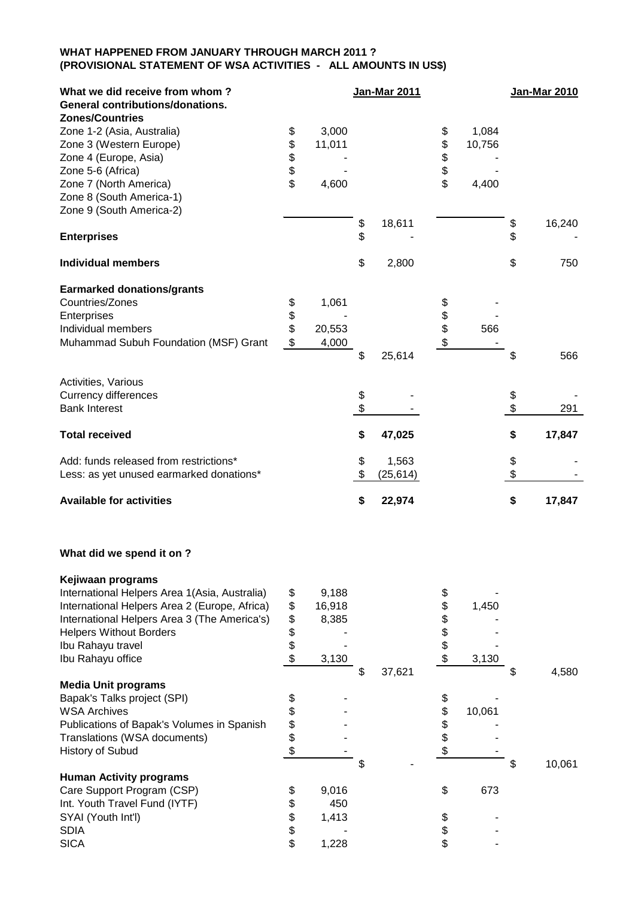**WHAT HAPPENED FROM JANUARY THROUGH MARCH 2011 ?**
**(PROVISIONAL STATEMENT OF WSA ACTIVITIES - ALL AMOUNTS IN US$)**

| What we did receive from whom ? | | Jan-Mar 2011 | | Jan-Mar 2010 |
|---|---|---|---|---|
| **General contributions/donations.** | | | | |
| **Zones/Countries** | | | | |
| Zone 1-2 (Asia, Australia) | $ 3,000 | | $ 1,084 | |
| Zone 3 (Western Europe) | $ 11,011 | | $ 10,756 | |
| Zone 4 (Europe, Asia) | $ - | | $ - | |
| Zone 5-6 (Africa) | $ - | | $ - | |
| Zone 7 (North America) | $ 4,600 | | $ 4,400 | |
| Zone 8 (South America-1) | | | | |
| Zone 9 (South America-2) | | | | |
| | | $ 18,611 | | $ 16,240 |
| **Enterprises** | | $ - | | $ - |
| **Individual members** | | $ 2,800 | | $ 750 |
| **Earmarked donations/grants** | | | | |
| Countries/Zones | $ 1,061 | | $ - | |
| Enterprises | $ - | | $ - | |
| Individual members | $ 20,553 | | $ 566 | |
| Muhammad Subuh Foundation (MSF) Grant | $ 4,000 | | $ - | |
| | | $ 25,614 | | $ 566 |
| Activities, Various | | | | |
| Currency differences | | $ - | | $ - |
| Bank Interest | | $ - | | $ 291 |
| **Total received** | | **$ 47,025** | | **$ 17,847** |
| Add: funds released from restrictions* | | $ 1,563 | | $ - |
| Less: as yet unused earmarked donations* | | $ (25,614) | | $ - |
| **Available for activities** | | **$ 22,974** | | **$ 17,847** |

**What did we spend it on ?**

| | | Jan-Mar 2011 | | Jan-Mar 2010 |
|---|---|---|---|---|
| **Kejiwaan programs** | | | | |
| International Helpers Area 1(Asia, Australia) | $ 9,188 | | $ - | |
| International Helpers Area 2 (Europe, Africa) | $ 16,918 | | $ 1,450 | |
| International Helpers Area 3 (The America's) | $ 8,385 | | $ - | |
| Helpers Without Borders | $ - | | $ - | |
| Ibu Rahayu travel | $ - | | $ - | |
| Ibu Rahayu office | $ 3,130 | | $ 3,130 | |
| | | $ 37,621 | | $ 4,580 |
| **Media Unit programs** | | | | |
| Bapak's Talks project (SPI) | $ - | | $ - | |
| WSA Archives | $ - | | $ 10,061 | |
| Publications of Bapak's Volumes in Spanish | $ - | | $ - | |
| Translations (WSA documents) | $ - | | $ - | |
| History of Subud | $ - | | $ - | |
| | | $ - | | $ 10,061 |
| **Human Activity programs** | | | | |
| Care Support Program (CSP) | $ 9,016 | | $ 673 | |
| Int. Youth Travel Fund (IYTF) | $ 450 | | | |
| SYAI (Youth Int'l) | $ 1,413 | | $ - | |
| SDIA | $ - | | $ - | |
| SICA | $ 1,228 | | $ - | |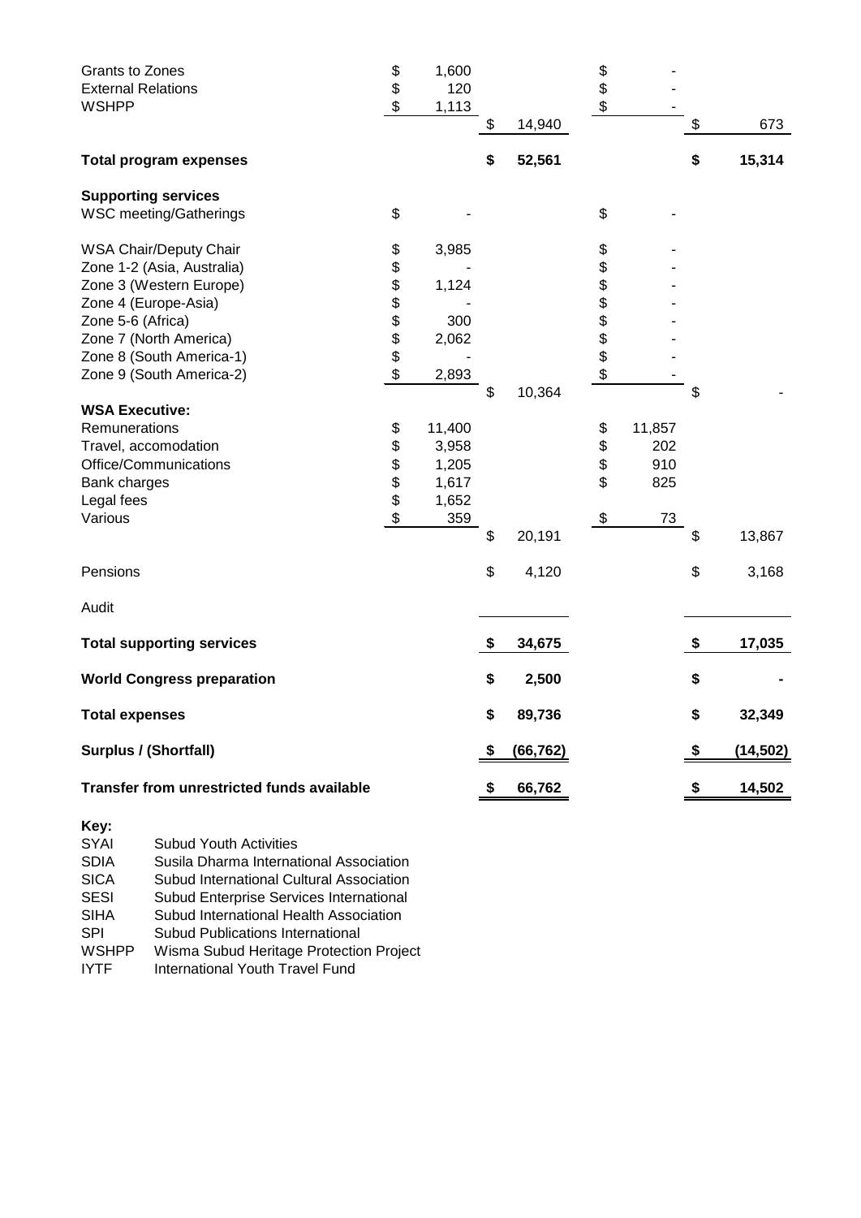| | | | | |
|---|---|---|---|---|
| Grants to Zones | $ 1,600 | | $ - | |
| External Relations | $ 120 | | $ - | |
| WSHPP | $ 1,113 | | $ - | |
| | | $ 14,940 | | $ 673 |
| **Total program expenses** | | **$ 52,561** | | **$ 15,314** |
| **Supporting services** | | | | |
| WSC meeting/Gatherings | $ - | | $ - | |
| WSA Chair/Deputy Chair | $ 3,985 | | $ - | |
| Zone 1-2 (Asia, Australia) | $ - | | $ - | |
| Zone 3 (Western Europe) | $ 1,124 | | $ - | |
| Zone 4 (Europe-Asia) | $ - | | $ - | |
| Zone 5-6 (Africa) | $ 300 | | $ - | |
| Zone 7 (North America) | $ 2,062 | | $ - | |
| Zone 8 (South America-1) | $ - | | $ - | |
| Zone 9 (South America-2) | $ 2,893 | | $ - | |
| | | $ 10,364 | | $ - |
| **WSA Executive:** | | | | |
| Remunerations | $ 11,400 | | $ 11,857 | |
| Travel, accomodation | $ 3,958 | | $ 202 | |
| Office/Communications | $ 1,205 | | $ 910 | |
| Bank charges | $ 1,617 | | $ 825 | |
| Legal fees | $ 1,652 | | | |
| Various | $ 359 | | $ 73 | |
| | | $ 20,191 | | $ 13,867 |
| Pensions | | $ 4,120 | | $ 3,168 |
| Audit | | | | |
| **Total supporting services** | | **$ 34,675** | | **$ 17,035** |
| **World Congress preparation** | | **$ 2,500** | | **$ -** |
| **Total expenses** | | **$ 89,736** | | **$ 32,349** |
| **Surplus / (Shortfall)** | | **$ (66,762)** | | **$ (14,502)** |
| **Transfer from unrestricted funds available** | | **$ 66,762** | | **$ 14,502** |

**Key:**

| | |
|---|---|
| SYAI | Subud Youth Activities |
| SDIA | Susila Dharma International Association |
| SICA | Subud International Cultural Association |
| SESI | Subud Enterprise Services International |
| SIHA | Subud International Health Association |
| SPI | Subud Publications International |
| WSHPP | Wisma Subud Heritage Protection Project |
| IYTF | International Youth Travel Fund |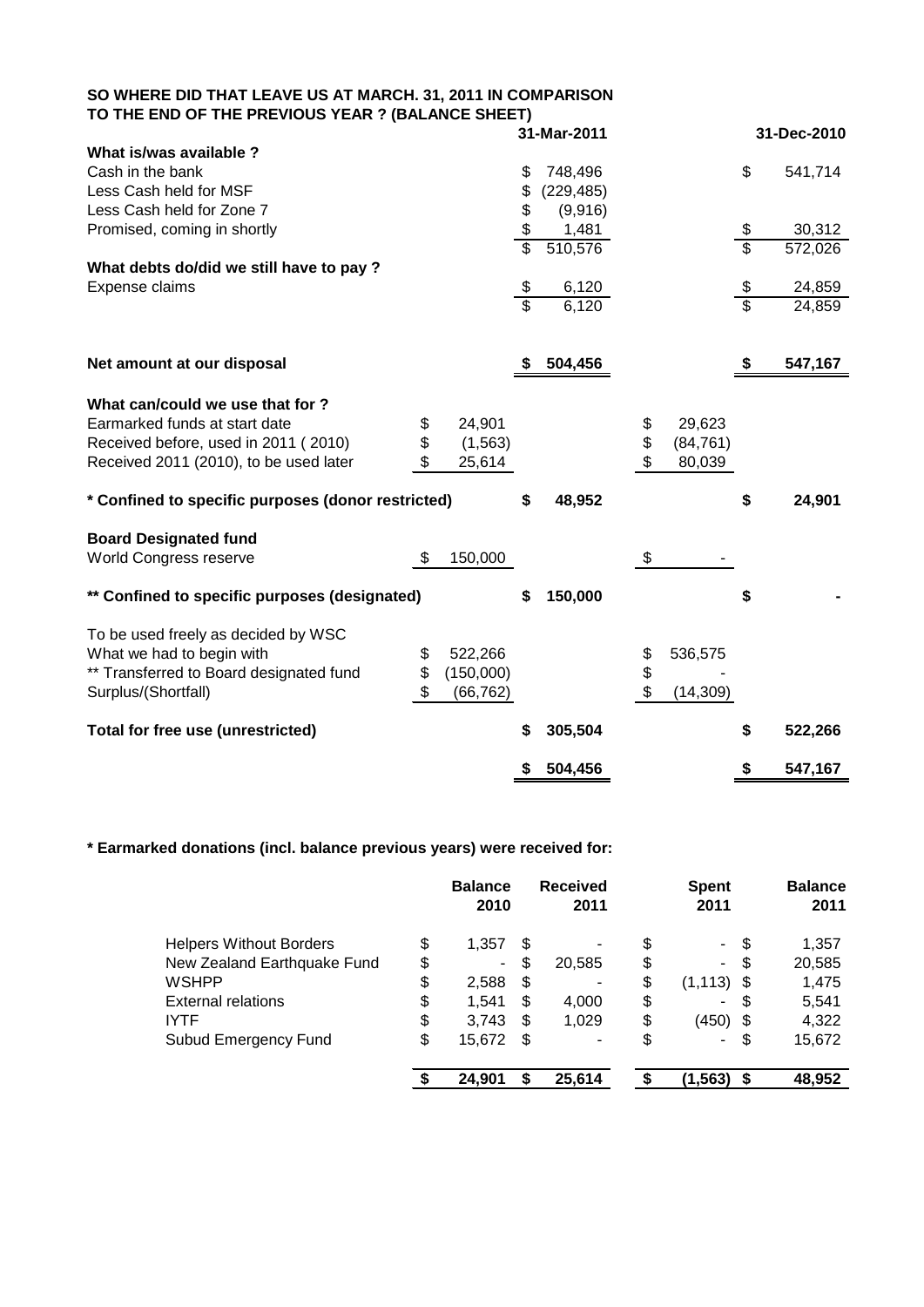## SO WHERE DID THAT LEAVE US AT MARCH. 31, 2011 IN COMPARISON TO THE END OF THE PREVIOUS YEAR ? (BALANCE SHEET)

| | | 31-Mar-2011 | | 31-Dec-2010 |
|---|---|---|---|---|
| **What is/was available ?** | | | | |
| Cash in the bank | | $ 748,496 | | $ 541,714 |
| Less Cash held for MSF | | $ (229,485) | | |
| Less Cash held for Zone 7 | | $ (9,916) | | |
| Promised, coming in shortly | | $ 1,481 | | $ 30,312 |
| | | $ 510,576 | | $ 572,026 |
| **What debts do/did we still have to pay ?** | | | | |
| Expense claims | | $ 6,120 | | $ 24,859 |
| | | $ 6,120 | | $ 24,859 |
| **Net amount at our disposal** | | **$ 504,456** | | **$ 547,167** |
| **What can/could we use that for ?** | | | | |
| Earmarked funds at start date | $ 24,901 | | $ 29,623 | |
| Received before, used in 2011 ( 2010) | $ (1,563) | | $ (84,761) | |
| Received 2011 (2010), to be used later | $ 25,614 | | $ 80,039 | |
| **\* Confined to specific purposes (donor restricted)** | | **$ 48,952** | | **$ 24,901** |
| **Board Designated fund** | | | | |
| World Congress reserve | $ 150,000 | | $ - | |
| **\*\* Confined to specific purposes (designated)** | | **$ 150,000** | | **$ -** |
| To be used freely as decided by WSC | | | | |
| What we had to begin with | $ 522,266 | | $ 536,575 | |
| ** Transferred to Board designated fund | $ (150,000) | | $ - | |
| Surplus/(Shortfall) | $ (66,762) | | $ (14,309) | |
| **Total for free use (unrestricted)** | | **$ 305,504** | | **$ 522,266** |
| | | **$ 504,456** | | **$ 547,167** |

**\* Earmarked donations (incl. balance previous years) were received for:**

| | Balance 2010 | Received 2011 | Spent 2011 | Balance 2011 |
|---|---|---|---|---|
| Helpers Without Borders | $ 1,357 | $ - | $ - | $ 1,357 |
| New Zealand Earthquake Fund | $ - | $ 20,585 | $ - | $ 20,585 |
| WSHPP | $ 2,588 | $ - | $ (1,113) | $ 1,475 |
| External relations | $ 1,541 | $ 4,000 | $ - | $ 5,541 |
| IYTF | $ 3,743 | $ 1,029 | $ (450) | $ 4,322 |
| Subud Emergency Fund | $ 15,672 | $ - | $ - | $ 15,672 |
| | **$ 24,901** | **$ 25,614** | **$ (1,563)** | **$ 48,952** |